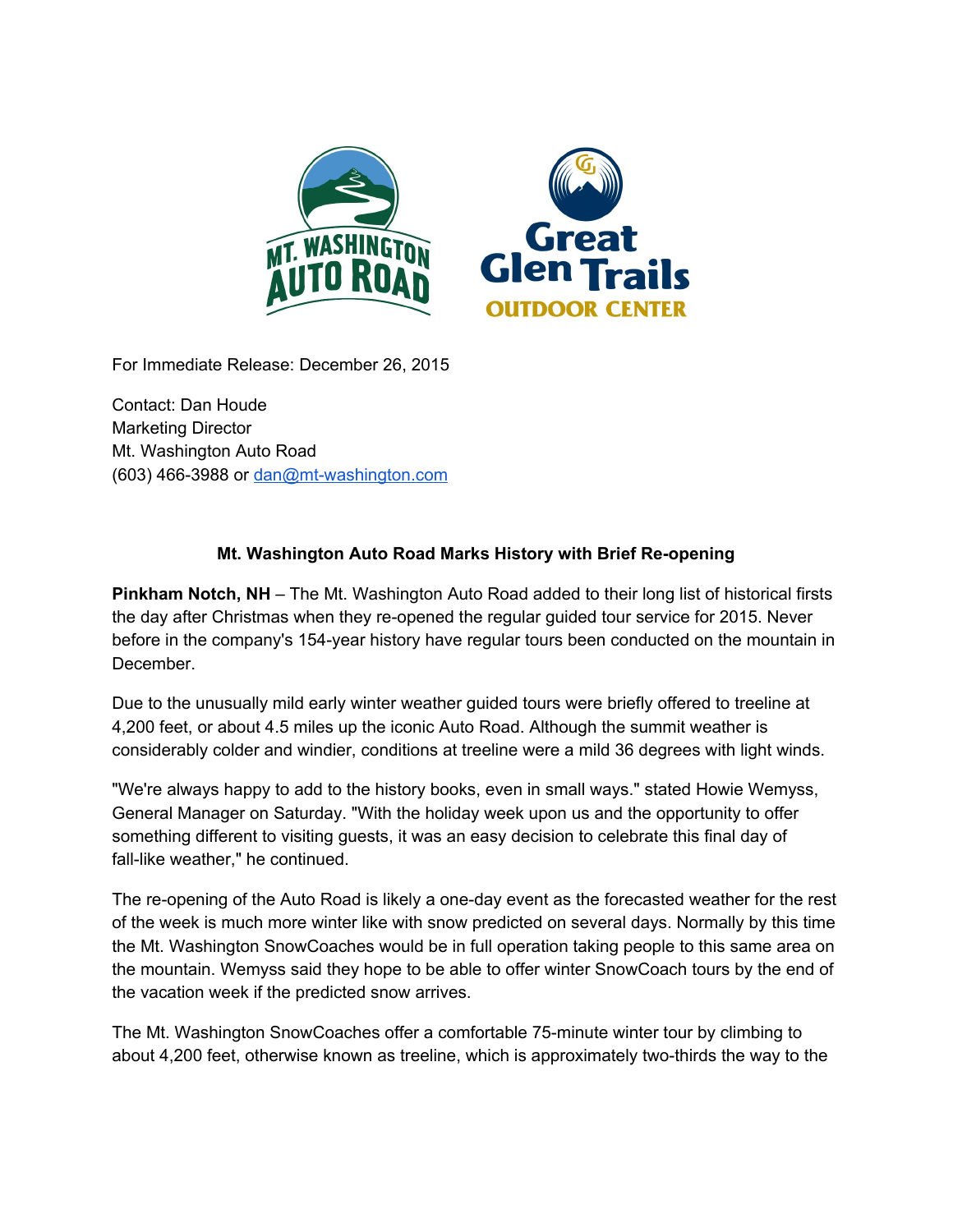For Immediate Release: December 26, 2015

Contact: Dan Houde
Marketing Director
Mt. Washington Auto Road
(603) 466-3988 or dan@mt-washington.com

**Mt. Washington Auto Road Marks History with Brief Re-opening**

**Pinkham Notch, NH** – The Mt. Washington Auto Road added to their long list of historical firsts the day after Christmas when they re-opened the regular guided tour service for 2015. Never before in the company's 154-year history have regular tours been conducted on the mountain in December.

Due to the unusually mild early winter weather guided tours were briefly offered to treeline at 4,200 feet, or about 4.5 miles up the iconic Auto Road. Although the summit weather is considerably colder and windier, conditions at treeline were a mild 36 degrees with light winds.

"We're always happy to add to the history books, even in small ways." stated Howie Wemyss, General Manager on Saturday. "With the holiday week upon us and the opportunity to offer something different to visiting guests, it was an easy decision to celebrate this final day of fall-like weather," he continued.

The re-opening of the Auto Road is likely a one-day event as the forecasted weather for the rest of the week is much more winter like with snow predicted on several days. Normally by this time the Mt. Washington SnowCoaches would be in full operation taking people to this same area on the mountain. Wemyss said they hope to be able to offer winter SnowCoach tours by the end of the vacation week if the predicted snow arrives.

The Mt. Washington SnowCoaches offer a comfortable 75-minute winter tour by climbing to about 4,200 feet, otherwise known as treeline, which is approximately two-thirds the way to the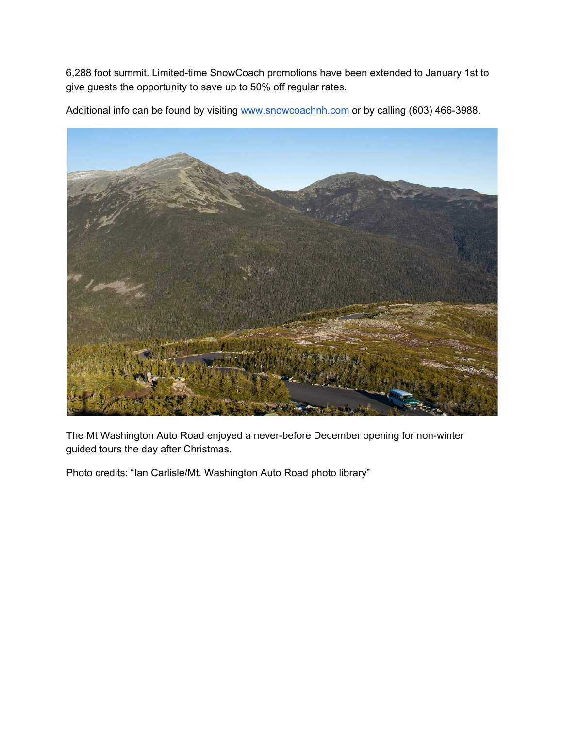6,288 foot summit. Limited-time SnowCoach promotions have been extended to January 1st to give guests the opportunity to save up to 50% off regular rates.

Additional info can be found by visiting [www.snowcoachnh.com](http://www.snowcoachnh.com) or by calling (603) 466-3988.

The Mt Washington Auto Road enjoyed a never-before December opening for non-winter guided tours the day after Christmas.

Photo credits: “Ian Carlisle/Mt. Washington Auto Road photo library”